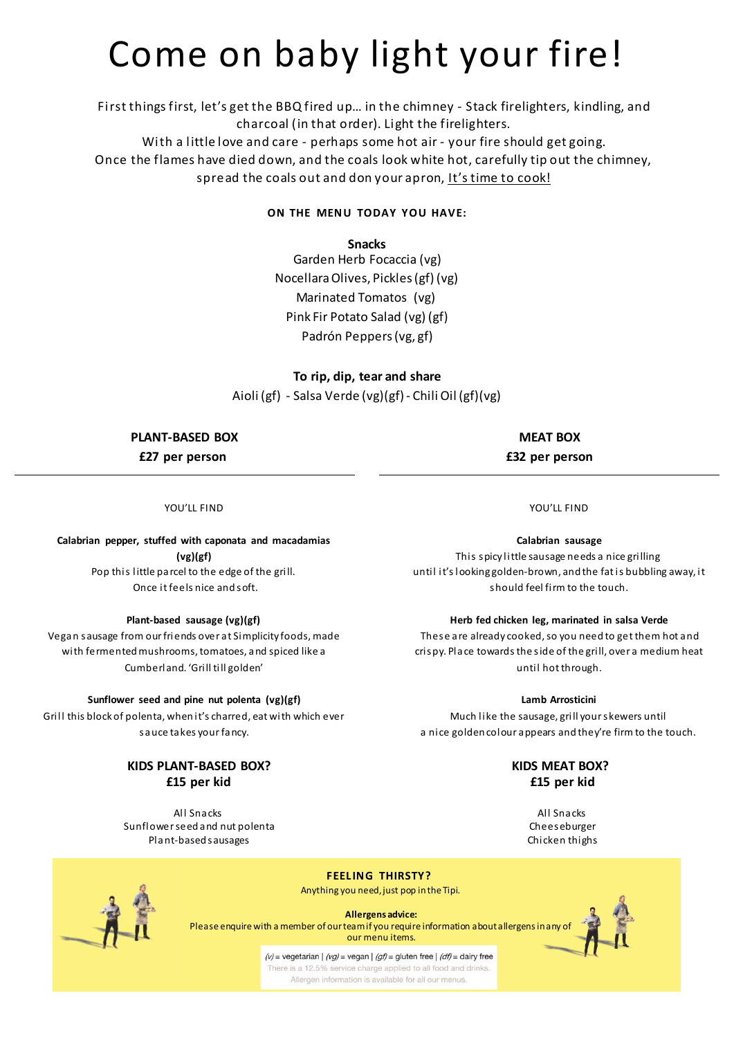# Come on baby light your fire!

First things first, let's get the BBQ fired up… in the chimney - Stack firelighters, kindling, and charcoal (in that order). Light the firelighters.
With a little love and care - perhaps some hot air - your fire should get going.
Once the flames have died down, and the coals look white hot, carefully tip out the chimney, spread the coals out and don your apron, It's time to cook!

**ON THE MENU TODAY YOU HAVE:**

**Snacks**

Garden Herb Focaccia (vg)
Nocellara Olives, Pickles (gf) (vg)
Marinated Tomatos (vg)
Pink Fir Potato Salad (vg) (gf)
Padrón Peppers (vg, gf)

**To rip, dip, tear and share**

Aioli (gf) - Salsa Verde (vg)(gf) - Chili Oil (gf)(vg)

## PLANT-BASED BOX

**£27 per person**

YOU'LL FIND

**Calabrian pepper, stuffed with caponata and macadamias (vg)(gf)**
Pop this little parcel to the edge of the grill.
Once it feels nice and soft.

**Plant-based sausage (vg)(gf)**
Vegan sausage from our friends over at Simplicity foods, made with fermented mushrooms, tomatoes, and spiced like a Cumberland. 'Grill till golden'

**Sunflower seed and pine nut polenta (vg)(gf)**
Grill this block of polenta, when it's charred, eat with which ever sauce takes your fancy.

### KIDS PLANT-BASED BOX?

**£15 per kid**

All Snacks
Sunflower seed and nut polenta
Plant-based sausages

## MEAT BOX

**£32 per person**

YOU'LL FIND

**Calabrian sausage**
This spicy little sausage needs a nice grilling until it's looking golden-brown, and the fat is bubbling away, it should feel firm to the touch.

**Herb fed chicken leg, marinated in salsa Verde**
These are already cooked, so you need to get them hot and crispy. Place towards the side of the grill, over a medium heat until hot through.

**Lamb Arrosticini**
Much like the sausage, grill your skewers until a nice golden colour appears and they're firm to the touch.

### KIDS MEAT BOX?

**£15 per kid**

All Snacks
Cheeseburger
Chicken thighs

**FEELING THIRSTY?**
Anything you need, just pop in the Tipi.

**Allergens advice:**
Please enquire with a member of our team if you require information about allergens in any of our menu items.

*(v)* = vegetarian | *(vg)* = vegan | *(gf)* = gluten free | *(df)* = dairy free
There is a 12.5% service charge applied to all food and drinks.
Allergen information is available for all our menus.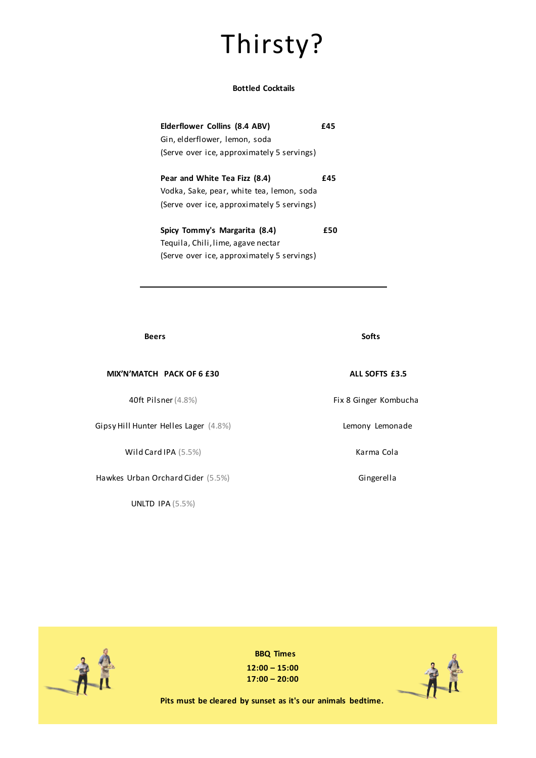# Thirsty?

## Bottled Cocktails

**Elderflower Collins (8.4 ABV)** **£45**
Gin, elderflower, lemon, soda
(Serve over ice, approximately 5 servings)

**Pear and White Tea Fizz (8.4)** **£45**
Vodka, Sake, pear, white tea, lemon, soda
(Serve over ice, approximately 5 servings)

**Spicy Tommy's Margarita (8.4)** **£50**
Tequila, Chili, lime, agave nectar
(Serve over ice, approximately 5 servings)

---

## Beers

**MIX'N'MATCH PACK OF 6 £30**

40ft Pilsner (4.8%)

Gipsy Hill Hunter Helles Lager (4.8%)

Wild Card IPA (5.5%)

Hawkes Urban Orchard Cider (5.5%)

UNLTD IPA (5.5%)

## Softs

**ALL SOFTS £3.5**

Fix 8 Ginger Kombucha

Lemony Lemonade

Karma Cola

Gingerella

**BBQ Times**

**12:00 – 15:00**
**17:00 – 20:00**

**Pits must be cleared by sunset as it's our animals bedtime.**